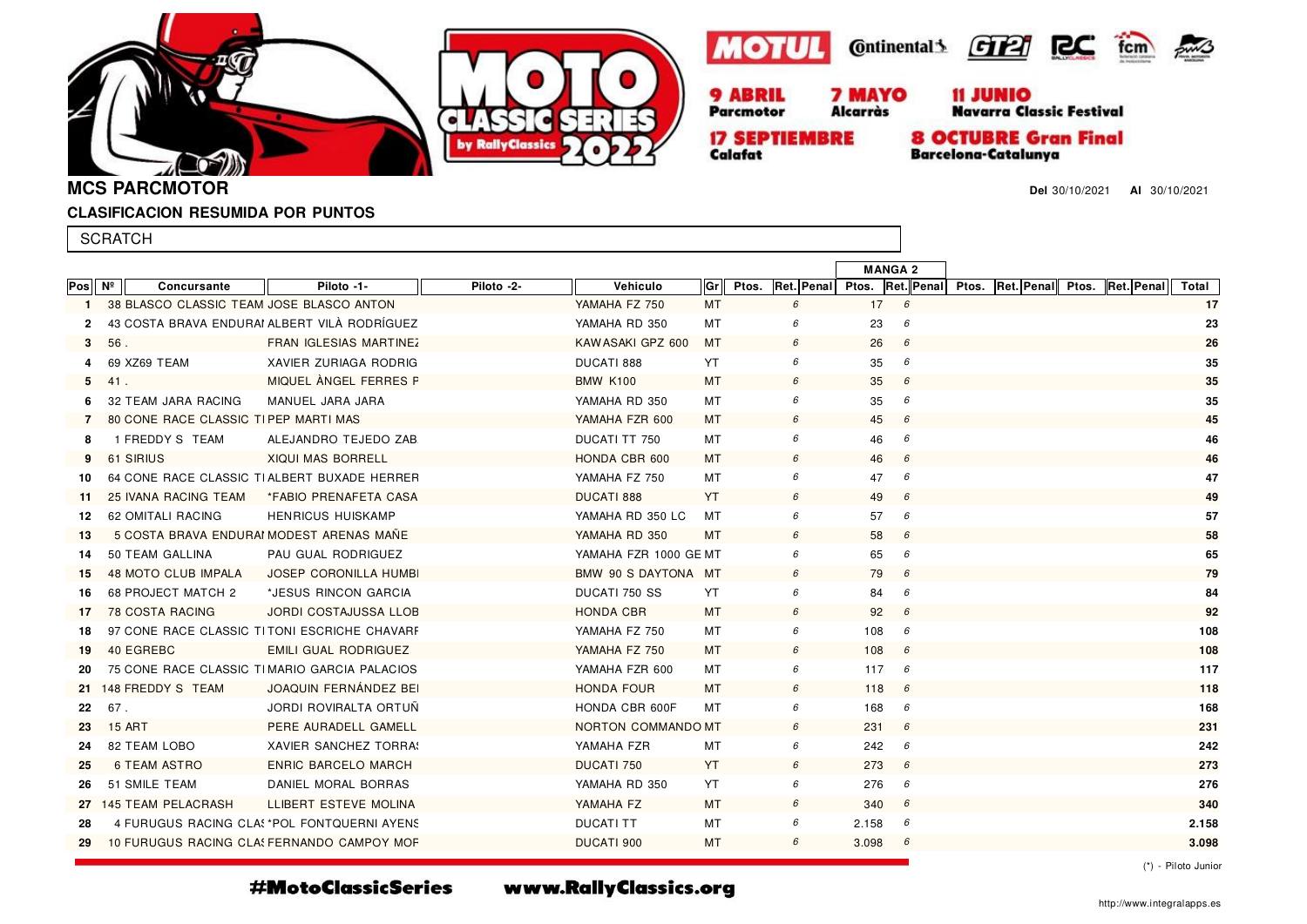9 ABRIL Parcmotor — 7 MAYO Alcarràs — 11 JUNIO Navarra Classic Festival — 17 SEPTIEMBRE Calafat — 8 OCTUBRE Gran Final Barcelona-Catalunya

## MCS PARCMOTOR

**Del** 30/10/2021 **Al** 30/10/2021

### CLASIFICACION RESUMIDA POR PUNTOS

SCRATCH

| Pos | Nº | Concursante | Piloto -1- | Piloto -2- | Vehiculo | Gr | Ptos. | Ret. | Penal | MANGA 2 Ptos. | Ret. | Penal | Ptos. | Ret. | Penal | Ptos. | Ret. | Penal | Total |
|---|---|---|---|---|---|---|---|---|---|---|---|---|---|---|---|---|---|---|---|
| 1 | 38 | BLASCO CLASSIC TEAM | JOSE BLASCO ANTON | | YAMAHA FZ 750 | MT | | 6 | | 17 | 6 | | | | | | | | 17 |
| 2 | 43 | COSTA BRAVA ENDURAI | ALBERT VILÀ RODRÍGUEZ | | YAMAHA RD 350 | MT | | 6 | | 23 | 6 | | | | | | | | 23 |
| 3 | 56 | . | FRAN IGLESIAS MARTINEZ | | KAWASAKI GPZ 600 | MT | | 6 | | 26 | 6 | | | | | | | | 26 |
| 4 | 69 | XZ69 TEAM | XAVIER ZURIAGA RODRIG | | DUCATI 888 | YT | | 6 | | 35 | 6 | | | | | | | | 35 |
| 5 | 41 | . | MIQUEL ÀNGEL FERRES F | | BMW K100 | MT | | 6 | | 35 | 6 | | | | | | | | 35 |
| 6 | 32 | TEAM JARA RACING | MANUEL JARA JARA | | YAMAHA RD 350 | MT | | 6 | | 35 | 6 | | | | | | | | 35 |
| 7 | 80 | CONE RACE CLASSIC TI | PEP MARTI MAS | | YAMAHA FZR 600 | MT | | 6 | | 45 | 6 | | | | | | | | 45 |
| 8 | 1 | FREDDY S TEAM | ALEJANDRO TEJEDO ZAB | | DUCATI TT 750 | MT | | 6 | | 46 | 6 | | | | | | | | 46 |
| 9 | 61 | SIRIUS | XIQUI MAS BORRELL | | HONDA CBR 600 | MT | | 6 | | 46 | 6 | | | | | | | | 46 |
| 10 | 64 | CONE RACE CLASSIC TI | ALBERT BUXADE HERRER | | YAMAHA FZ 750 | MT | | 6 | | 47 | 6 | | | | | | | | 47 |
| 11 | 25 | IVANA RACING TEAM | *FABIO PRENAFETA CASA | | DUCATI 888 | YT | | 6 | | 49 | 6 | | | | | | | | 49 |
| 12 | 62 | OMITALI RACING | HENRICUS HUISKAMP | | YAMAHA RD 350 LC | MT | | 6 | | 57 | 6 | | | | | | | | 57 |
| 13 | 5 | COSTA BRAVA ENDURAI | MODEST ARENAS MAÑE | | YAMAHA RD 350 | MT | | 6 | | 58 | 6 | | | | | | | | 58 |
| 14 | 50 | TEAM GALLINA | PAU GUAL RODRIGUEZ | | YAMAHA FZR 1000 GE | MT | | 6 | | 65 | 6 | | | | | | | | 65 |
| 15 | 48 | MOTO CLUB IMPALA | JOSEP CORONILLA HUMBI | | BMW 90 S DAYTONA | MT | | 6 | | 79 | 6 | | | | | | | | 79 |
| 16 | 68 | PROJECT MATCH 2 | *JESUS RINCON GARCIA | | DUCATI 750 SS | YT | | 6 | | 84 | 6 | | | | | | | | 84 |
| 17 | 78 | COSTA RACING | JORDI COSTAJUSSA LLOB | | HONDA CBR | MT | | 6 | | 92 | 6 | | | | | | | | 92 |
| 18 | 97 | CONE RACE CLASSIC TI | TONI ESCRICHE CHAVARF | | YAMAHA FZ 750 | MT | | 6 | | 108 | 6 | | | | | | | | 108 |
| 19 | 40 | EGREBC | EMILI GUAL RODRIGUEZ | | YAMAHA FZ 750 | MT | | 6 | | 108 | 6 | | | | | | | | 108 |
| 20 | 75 | CONE RACE CLASSIC TI | MARIO GARCIA PALACIOS | | YAMAHA FZR 600 | MT | | 6 | | 117 | 6 | | | | | | | | 117 |
| 21 | 148 | FREDDY S TEAM | JOAQUIN FERNÁNDEZ BEI | | HONDA FOUR | MT | | 6 | | 118 | 6 | | | | | | | | 118 |
| 22 | 67 | . | JORDI ROVIRALTA ORTUÑ | | HONDA CBR 600F | MT | | 6 | | 168 | 6 | | | | | | | | 168 |
| 23 | 15 | ART | PERE AURADELL GAMELL | | NORTON COMMANDO | MT | | 6 | | 231 | 6 | | | | | | | | 231 |
| 24 | 82 | TEAM LOBO | XAVIER SANCHEZ TORRA! | | YAMAHA FZR | MT | | 6 | | 242 | 6 | | | | | | | | 242 |
| 25 | 6 | TEAM ASTRO | ENRIC BARCELO MARCH | | DUCATI 750 | YT | | 6 | | 273 | 6 | | | | | | | | 273 |
| 26 | 51 | SMILE TEAM | DANIEL MORAL BORRAS | | YAMAHA RD 350 | YT | | 6 | | 276 | 6 | | | | | | | | 276 |
| 27 | 145 | TEAM PELACRASH | LLIBERT ESTEVE MOLINA | | YAMAHA FZ | MT | | 6 | | 340 | 6 | | | | | | | | 340 |
| 28 | 4 | FURUGUS RACING CLA! | *POL FONTQUERNI AYENS | | DUCATI TT | MT | | 6 | | 2.158 | 6 | | | | | | | | 2.158 |
| 29 | 10 | FURUGUS RACING CLA! | FERNANDO CAMPOY MOF | | DUCATI 900 | MT | | 6 | | 3.098 | 6 | | | | | | | | 3.098 |

(*) - Piloto Junior

#MotoClassicSeries www.RallyClassics.org

http://www.integralapps.es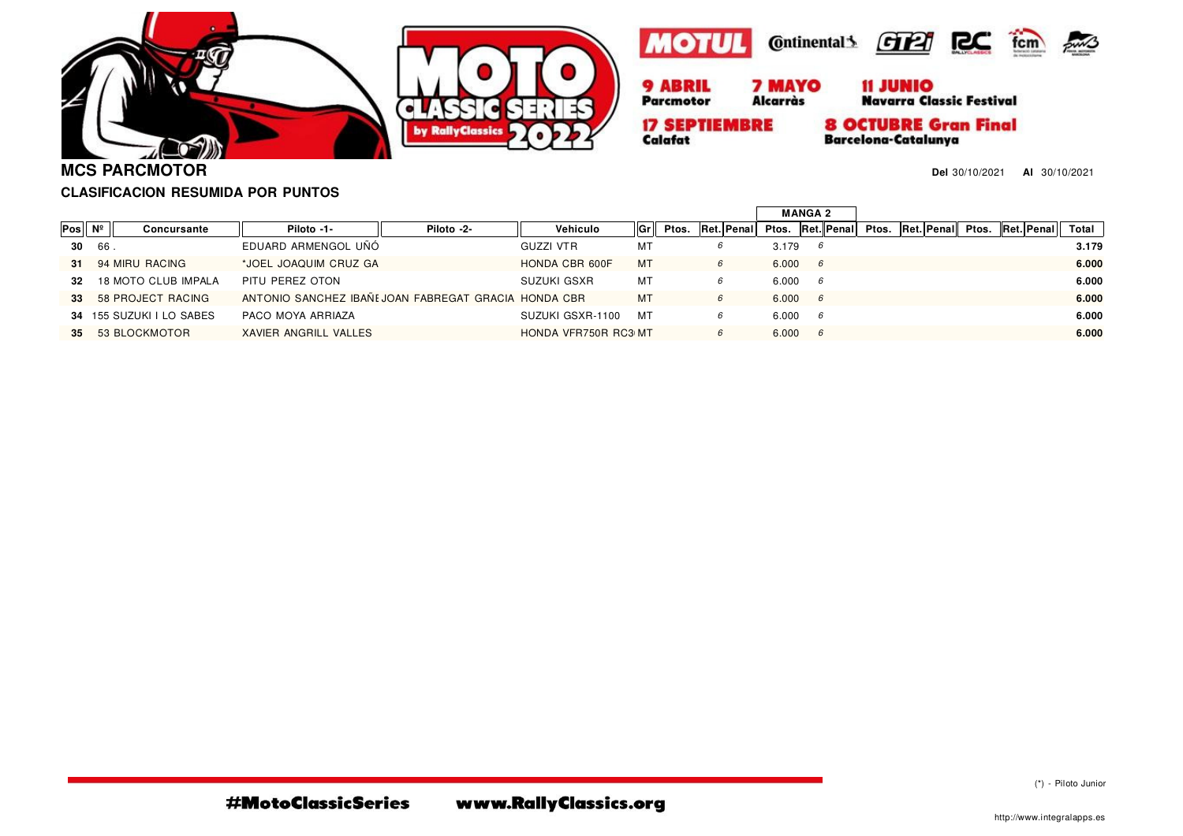## MCS PARCMOTOR

**Del** 30/10/2021 **Al** 30/10/2021

### CLASIFICACION RESUMIDA POR PUNTOS

| Pos | Nº | Concursante | Piloto -1- | Piloto -2- | Vehiculo | Gr | Ptos. | Ret. | Penal | MANGA 2 Ptos. | Ret. | Penal | Ptos. | Ret. | Penal | Ptos. | Ret. | Penal | Total |
|---|---|---|---|---|---|---|---|---|---|---|---|---|---|---|---|---|---|---|---|
| **30** | 66 | . | EDUARD ARMENGOL UÑÓ | | GUZZI VTR | MT | | 6 | | 3.179 | 6 | | | | | | | | **3.179** |
| **31** | 94 | MIRU RACING | *JOEL JOAQUIM CRUZ GA | | HONDA CBR 600F | MT | | 6 | | 6.000 | 6 | | | | | | | | **6.000** |
| **32** | 18 | MOTO CLUB IMPALA | PITU PEREZ OTON | | SUZUKI GSXR | MT | | 6 | | 6.000 | 6 | | | | | | | | **6.000** |
| **33** | 58 | PROJECT RACING | ANTONIO SANCHEZ IBAÑE | JOAN FABREGAT GRACIA | HONDA CBR | MT | | 6 | | 6.000 | 6 | | | | | | | | **6.000** |
| **34** | 155 | SUZUKI I LO SABES | PACO MOYA ARRIAZA | | SUZUKI GSXR-1100 | MT | | 6 | | 6.000 | 6 | | | | | | | | **6.000** |
| **35** | 53 | BLOCKMOTOR | XAVIER ANGRILL VALLES | | HONDA VFR750R RC3 | MT | | 6 | | 6.000 | 6 | | | | | | | | **6.000** |

(*) - Piloto Junior

#MotoClassicSeries www.RallyClassics.org

http://www.integralapps.es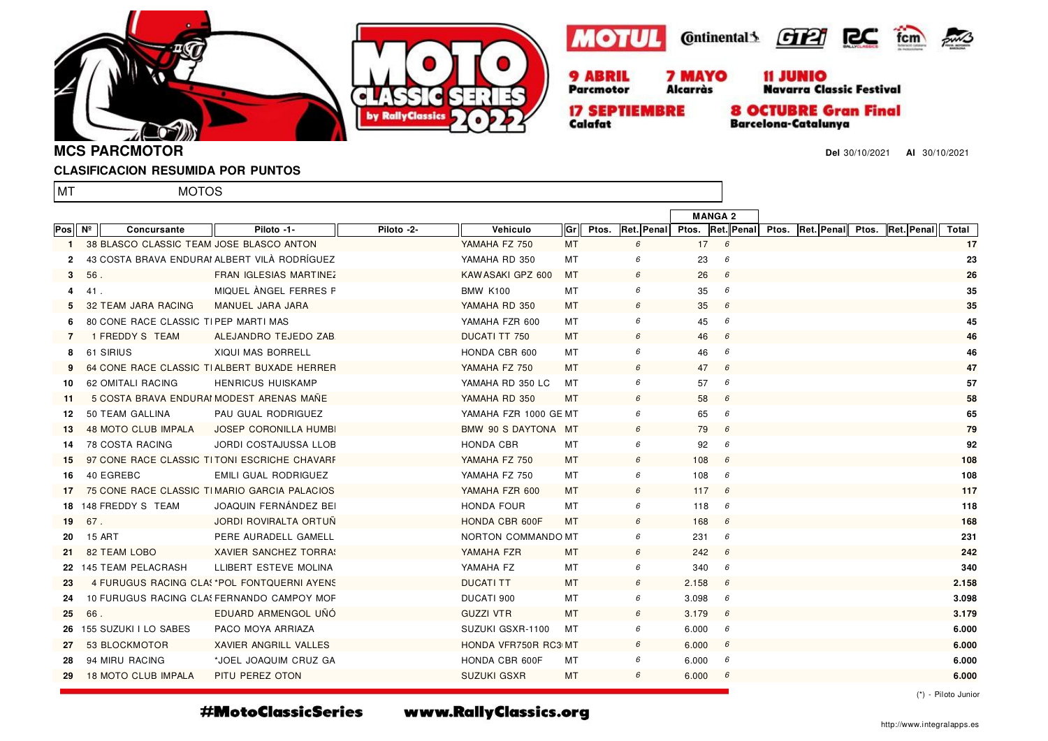MOTUL · Continental · GT2i · RC · fcm

**9 ABRIL** Parcmotor · **7 MAYO** Alcarràs · **11 JUNIO** Navarra Classic Festival
**17 SEPTIEMBRE** Calafat · **8 OCTUBRE Gran Final** Barcelona-Catalunya

## MCS PARCMOTOR

**Del** 30/10/2021 **Al** 30/10/2021

### CLASIFICACION RESUMIDA POR PUNTOS

MT MOTOS

| Pos | Nº | Concursante | Piloto -1- | Piloto -2- | Vehiculo | Gr | Ptos. | Ret. | Penal | MANGA 2 Ptos. | Ret. | Penal | Ptos. | Ret. | Penal | Ptos. | Ret. | Penal | Total |
|---|---|---|---|---|---|---|---|---|---|---|---|---|---|---|---|---|---|---|---|
| 1 | 38 | BLASCO CLASSIC TEAM | JOSE BLASCO ANTON | | YAMAHA FZ 750 | MT | | 6 | | 17 | 6 | | | | | | | | 17 |
| 2 | 43 | COSTA BRAVA ENDURAI | ALBERT VILÀ RODRÍGUEZ | | YAMAHA RD 350 | MT | | 6 | | 23 | 6 | | | | | | | | 23 |
| 3 | 56 | . | FRAN IGLESIAS MARTINEZ | | KAWASAKI GPZ 600 | MT | | 6 | | 26 | 6 | | | | | | | | 26 |
| 4 | 41 | . | MIQUEL ÀNGEL FERRES F | | BMW K100 | MT | | 6 | | 35 | 6 | | | | | | | | 35 |
| 5 | 32 | TEAM JARA RACING | MANUEL JARA JARA | | YAMAHA RD 350 | MT | | 6 | | 35 | 6 | | | | | | | | 35 |
| 6 | 80 | CONE RACE CLASSIC TI | PEP MARTI MAS | | YAMAHA FZR 600 | MT | | 6 | | 45 | 6 | | | | | | | | 45 |
| 7 | 1 | FREDDY S TEAM | ALEJANDRO TEJEDO ZAB | | DUCATI TT 750 | MT | | 6 | | 46 | 6 | | | | | | | | 46 |
| 8 | 61 | SIRIUS | XIQUI MAS BORRELL | | HONDA CBR 600 | MT | | 6 | | 46 | 6 | | | | | | | | 46 |
| 9 | 64 | CONE RACE CLASSIC TI | ALBERT BUXADE HERRER | | YAMAHA FZ 750 | MT | | 6 | | 47 | 6 | | | | | | | | 47 |
| 10 | 62 | OMITALI RACING | HENRICUS HUISKAMP | | YAMAHA RD 350 LC | MT | | 6 | | 57 | 6 | | | | | | | | 57 |
| 11 | 5 | COSTA BRAVA ENDURAI | MODEST ARENAS MAÑE | | YAMAHA RD 350 | MT | | 6 | | 58 | 6 | | | | | | | | 58 |
| 12 | 50 | TEAM GALLINA | PAU GUAL RODRIGUEZ | | YAMAHA FZR 1000 GE | MT | | 6 | | 65 | 6 | | | | | | | | 65 |
| 13 | 48 | MOTO CLUB IMPALA | JOSEP CORONILLA HUMBI | | BMW 90 S DAYTONA | MT | | 6 | | 79 | 6 | | | | | | | | 79 |
| 14 | 78 | COSTA RACING | JORDI COSTAJUSSA LLOB | | HONDA CBR | MT | | 6 | | 92 | 6 | | | | | | | | 92 |
| 15 | 97 | CONE RACE CLASSIC TI | TONI ESCRICHE CHAVARF | | YAMAHA FZ 750 | MT | | 6 | | 108 | 6 | | | | | | | | 108 |
| 16 | 40 | EGREBC | EMILI GUAL RODRIGUEZ | | YAMAHA FZ 750 | MT | | 6 | | 108 | 6 | | | | | | | | 108 |
| 17 | 75 | CONE RACE CLASSIC TI | MARIO GARCIA PALACIOS | | YAMAHA FZR 600 | MT | | 6 | | 117 | 6 | | | | | | | | 117 |
| 18 | 148 | FREDDY S TEAM | JOAQUIN FERNÁNDEZ BEI | | HONDA FOUR | MT | | 6 | | 118 | 6 | | | | | | | | 118 |
| 19 | 67 | . | JORDI ROVIRALTA ORTUÑ | | HONDA CBR 600F | MT | | 6 | | 168 | 6 | | | | | | | | 168 |
| 20 | 15 | ART | PERE AURADELL GAMELL | | NORTON COMMANDO | MT | | 6 | | 231 | 6 | | | | | | | | 231 |
| 21 | 82 | TEAM LOBO | XAVIER SANCHEZ TORRA: | | YAMAHA FZR | MT | | 6 | | 242 | 6 | | | | | | | | 242 |
| 22 | 145 | TEAM PELACRASH | LLIBERT ESTEVE MOLINA | | YAMAHA FZ | MT | | 6 | | 340 | 6 | | | | | | | | 340 |
| 23 | 4 | FURUGUS RACING CLA: | *POL FONTQUERNI AYENS | | DUCATI TT | MT | | 6 | | 2.158 | 6 | | | | | | | | 2.158 |
| 24 | 10 | FURUGUS RACING CLA: | FERNANDO CAMPOY MOF | | DUCATI 900 | MT | | 6 | | 3.098 | 6 | | | | | | | | 3.098 |
| 25 | 66 | . | EDUARD ARMENGOL UÑÓ | | GUZZI VTR | MT | | 6 | | 3.179 | 6 | | | | | | | | 3.179 |
| 26 | 155 | SUZUKI I LO SABES | PACO MOYA ARRIAZA | | SUZUKI GSXR-1100 | MT | | 6 | | 6.000 | 6 | | | | | | | | 6.000 |
| 27 | 53 | BLOCKMOTOR | XAVIER ANGRILL VALLES | | HONDA VFR750R RC3 | MT | | 6 | | 6.000 | 6 | | | | | | | | 6.000 |
| 28 | 94 | MIRU RACING | *JOEL JOAQUIM CRUZ GA | | HONDA CBR 600F | MT | | 6 | | 6.000 | 6 | | | | | | | | 6.000 |
| 29 | 18 | MOTO CLUB IMPALA | PITU PEREZ OTON | | SUZUKI GSXR | MT | | 6 | | 6.000 | 6 | | | | | | | | 6.000 |

(*) - Piloto Junior

#MotoClassicSeries www.RallyClassics.org

http://www.integralapps.es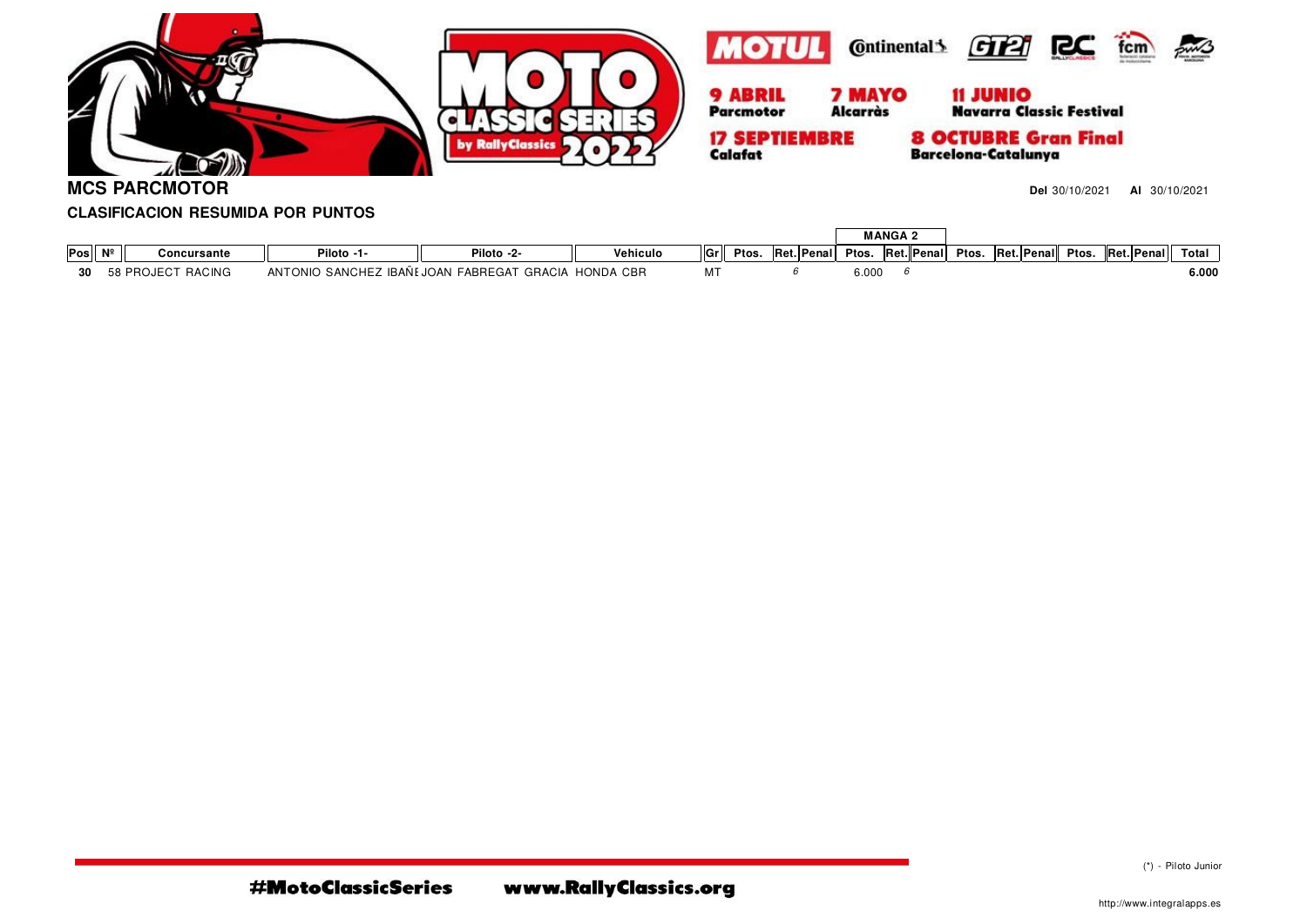**MCS PARCMOTOR**

**Del** 30/10/2021 **Al** 30/10/2021

**CLASIFICACION RESUMIDA POR PUNTOS**

| | | | | | | | | | | MANGA 2 | | | | | | | | | |
|---|---|---|---|---|---|---|---|---|---|---|---|---|---|---|---|---|---|---|---|
| Pos | Nº | Concursante | Piloto -1- | Piloto -2- | Vehiculo | Gr | Ptos. | Ret. | Penal | Ptos. | Ret. | Penal | Ptos. | Ret. | Penal | Ptos. | Ret. | Penal | Total |
| 30 | 58 | PROJECT RACING | ANTONIO SANCHEZ IBAÑE | JOAN FABREGAT GRACIA | HONDA CBR | MT | | *6* | | 6.000 | *6* | | | | | | | | 6.000 |

(*) - Piloto Junior

#MotoClassicSeries www.RallyClassics.org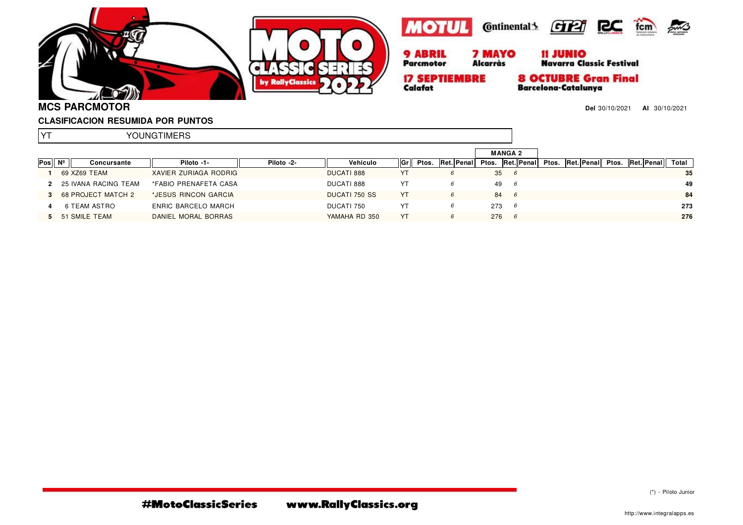## MCS PARCMOTOR

**Del** 30/10/2021 **Al** 30/10/2021

### CLASIFICACION RESUMIDA POR PUNTOS

YT YOUNGTIMERS

| | | | | | | | | | | MANGA 2 | | | | | | | | | |
|---|---|---|---|---|---|---|---|---|---|---|---|---|---|---|---|---|---|---|---|
| Pos | Nº | Concursante | Piloto -1- | Piloto -2- | Vehiculo | Gr | Ptos. | Ret. | Penal | Ptos. | Ret. | Penal | Ptos. | Ret. | Penal | Ptos. | Ret. | Penal | Total |
| 1 | 69 | XZ69 TEAM | XAVIER ZURIAGA RODRIG | | DUCATI 888 | YT | | 6 | | 35 | 6 | | | | | | | | 35 |
| 2 | 25 | IVANA RACING TEAM | *FABIO PRENAFETA CASA | | DUCATI 888 | YT | | 6 | | 49 | 6 | | | | | | | | 49 |
| 3 | 68 | PROJECT MATCH 2 | *JESUS RINCON GARCIA | | DUCATI 750 SS | YT | | 6 | | 84 | 6 | | | | | | | | 84 |
| 4 | 6 | TEAM ASTRO | ENRIC BARCELO MARCH | | DUCATI 750 | YT | | 6 | | 273 | 6 | | | | | | | | 273 |
| 5 | 51 | SMILE TEAM | DANIEL MORAL BORRAS | | YAMAHA RD 350 | YT | | 6 | | 276 | 6 | | | | | | | | 276 |

(*) - Piloto Junior

#MotoClassicSeries www.RallyClassics.org

http://www.integralapps.es